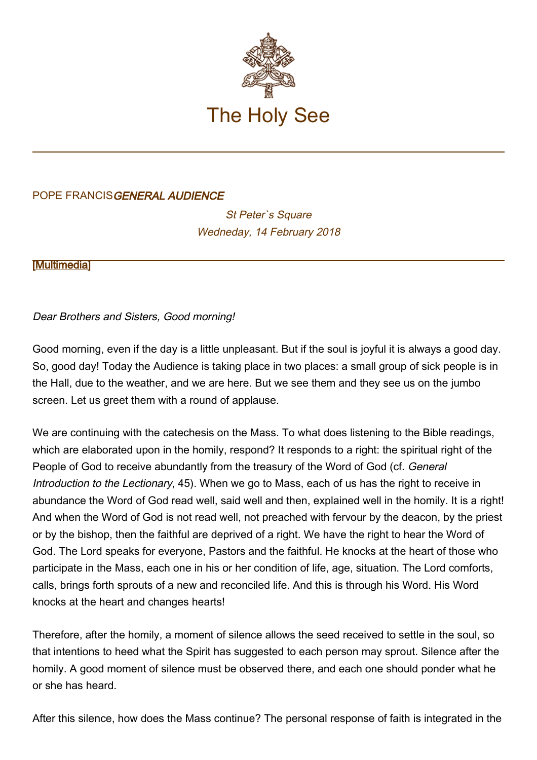# The Holy See

POPE FRANCIS*GENERAL AUDIENCE*

*St Peter`s Square*
*Wedneday, 14 February 2018*

[Multimedia]

*Dear Brothers and Sisters, Good morning!*

Good morning, even if the day is a little unpleasant. But if the soul is joyful it is always a good day. So, good day! Today the Audience is taking place in two places: a small group of sick people is in the Hall, due to the weather, and we are here. But we see them and they see us on the jumbo screen. Let us greet them with a round of applause.

We are continuing with the catechesis on the Mass. To what does listening to the Bible readings, which are elaborated upon in the homily, respond? It responds to a right: the spiritual right of the People of God to receive abundantly from the treasury of the Word of God (cf. *General Introduction to the Lectionary*, 45). When we go to Mass, each of us has the right to receive in abundance the Word of God read well, said well and then, explained well in the homily. It is a right! And when the Word of God is not read well, not preached with fervour by the deacon, by the priest or by the bishop, then the faithful are deprived of a right. We have the right to hear the Word of God. The Lord speaks for everyone, Pastors and the faithful. He knocks at the heart of those who participate in the Mass, each one in his or her condition of life, age, situation. The Lord comforts, calls, brings forth sprouts of a new and reconciled life. And this is through his Word. His Word knocks at the heart and changes hearts!

Therefore, after the homily, a moment of silence allows the seed received to settle in the soul, so that intentions to heed what the Spirit has suggested to each person may sprout. Silence after the homily. A good moment of silence must be observed there, and each one should ponder what he or she has heard.

After this silence, how does the Mass continue? The personal response of faith is integrated in the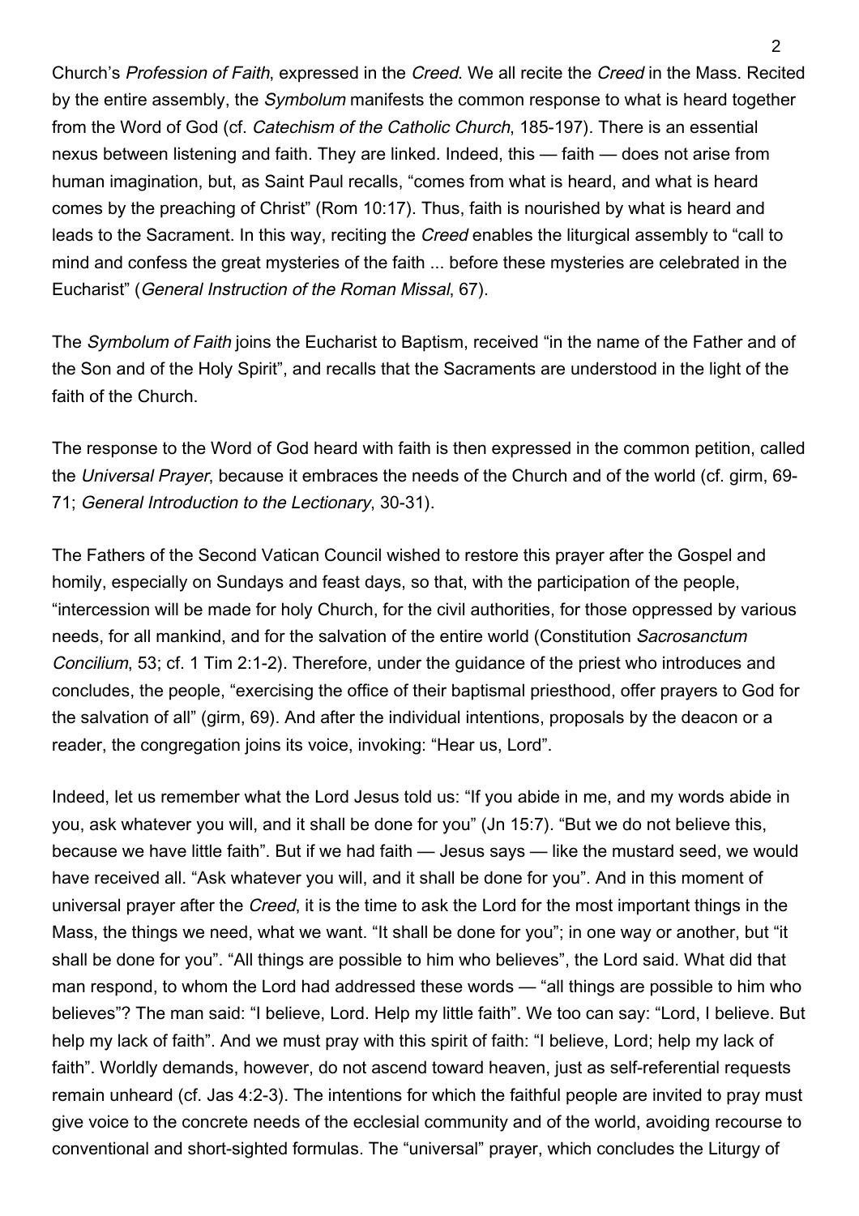Church's *Profession of Faith*, expressed in the *Creed*. We all recite the *Creed* in the Mass. Recited by the entire assembly, the *Symbolum* manifests the common response to what is heard together from the Word of God (cf. *Catechism of the Catholic Church*, 185-197). There is an essential nexus between listening and faith. They are linked. Indeed, this — faith — does not arise from human imagination, but, as Saint Paul recalls, "comes from what is heard, and what is heard comes by the preaching of Christ" (Rom 10:17). Thus, faith is nourished by what is heard and leads to the Sacrament. In this way, reciting the *Creed* enables the liturgical assembly to "call to mind and confess the great mysteries of the faith ... before these mysteries are celebrated in the Eucharist" (*General Instruction of the Roman Missal*, 67).

The *Symbolum of Faith* joins the Eucharist to Baptism, received "in the name of the Father and of the Son and of the Holy Spirit", and recalls that the Sacraments are understood in the light of the faith of the Church.

The response to the Word of God heard with faith is then expressed in the common petition, called the *Universal Prayer*, because it embraces the needs of the Church and of the world (cf. girm, 69-71; *General Introduction to the Lectionary*, 30-31).

The Fathers of the Second Vatican Council wished to restore this prayer after the Gospel and homily, especially on Sundays and feast days, so that, with the participation of the people, "intercession will be made for holy Church, for the civil authorities, for those oppressed by various needs, for all mankind, and for the salvation of the entire world (Constitution *Sacrosanctum Concilium*, 53; cf. 1 Tim 2:1-2). Therefore, under the guidance of the priest who introduces and concludes, the people, "exercising the office of their baptismal priesthood, offer prayers to God for the salvation of all" (girm, 69). And after the individual intentions, proposals by the deacon or a reader, the congregation joins its voice, invoking: "Hear us, Lord".

Indeed, let us remember what the Lord Jesus told us: "If you abide in me, and my words abide in you, ask whatever you will, and it shall be done for you" (Jn 15:7). "But we do not believe this, because we have little faith". But if we had faith — Jesus says — like the mustard seed, we would have received all. "Ask whatever you will, and it shall be done for you". And in this moment of universal prayer after the *Creed*, it is the time to ask the Lord for the most important things in the Mass, the things we need, what we want. "It shall be done for you"; in one way or another, but "it shall be done for you". "All things are possible to him who believes", the Lord said. What did that man respond, to whom the Lord had addressed these words — "all things are possible to him who believes"? The man said: "I believe, Lord. Help my little faith". We too can say: "Lord, I believe. But help my lack of faith". And we must pray with this spirit of faith: "I believe, Lord; help my lack of faith". Worldly demands, however, do not ascend toward heaven, just as self-referential requests remain unheard (cf. Jas 4:2-3). The intentions for which the faithful people are invited to pray must give voice to the concrete needs of the ecclesial community and of the world, avoiding recourse to conventional and short-sighted formulas. The "universal" prayer, which concludes the Liturgy of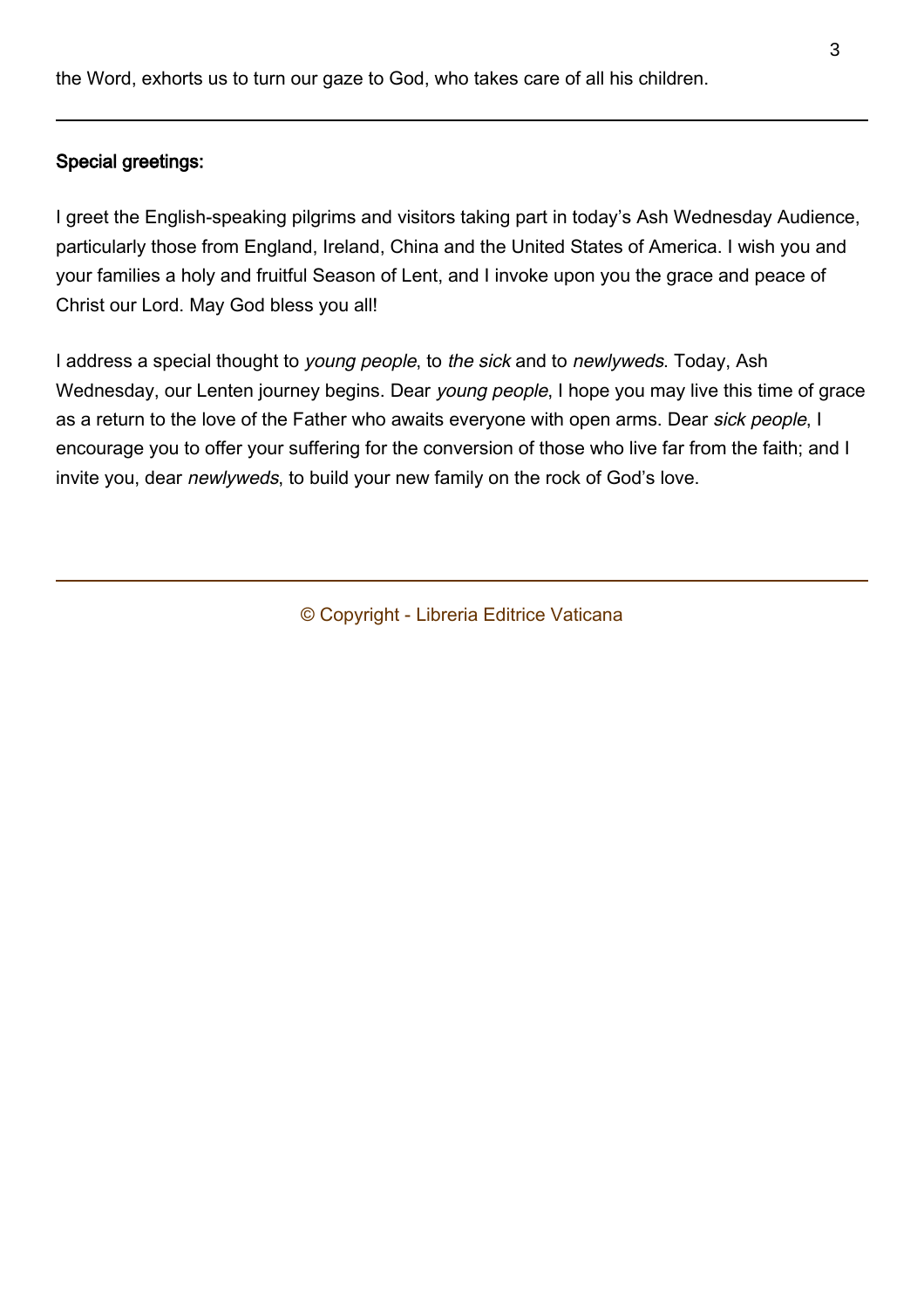the Word, exhorts us to turn our gaze to God, who takes care of all his children.

---

**Special greetings:**

I greet the English-speaking pilgrims and visitors taking part in today's Ash Wednesday Audience, particularly those from England, Ireland, China and the United States of America. I wish you and your families a holy and fruitful Season of Lent, and I invoke upon you the grace and peace of Christ our Lord. May God bless you all!

I address a special thought to *young people*, to *the sick* and to *newlyweds*. Today, Ash Wednesday, our Lenten journey begins. Dear *young people*, I hope you may live this time of grace as a return to the love of the Father who awaits everyone with open arms. Dear *sick people*, I encourage you to offer your suffering for the conversion of those who live far from the faith; and I invite you, dear *newlyweds*, to build your new family on the rock of God's love.

---

© Copyright - Libreria Editrice Vaticana